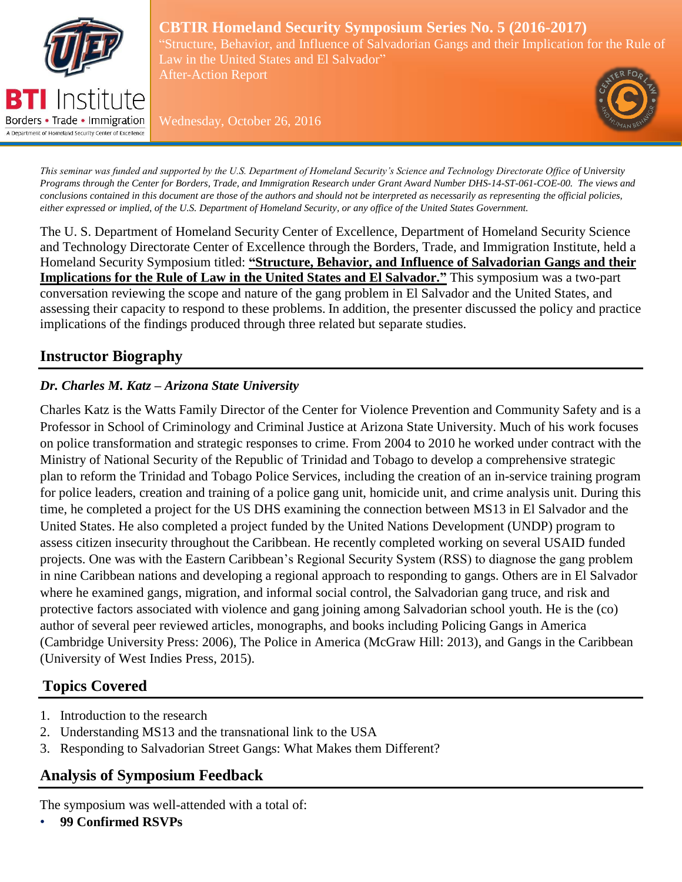# CBTIR Homeland Security Symposium Series No. 5 (2016-2017)

"Structure, Behavior, and Influence of Salvadorian Gangs and their Implication for the Rule of Law in the United States and El Salvador"

After-Action Report

Wednesday, October 26, 2016

*This seminar was funded and supported by the U.S. Department of Homeland Security's Science and Technology Directorate Office of University Programs through the Center for Borders, Trade, and Immigration Research under Grant Award Number DHS-14-ST-061-COE-00. The views and conclusions contained in this document are those of the authors and should not be interpreted as necessarily as representing the official policies, either expressed or implied, of the U.S. Department of Homeland Security, or any office of the United States Government.*

The U. S. Department of Homeland Security Center of Excellence, Department of Homeland Security Science and Technology Directorate Center of Excellence through the Borders, Trade, and Immigration Institute, held a Homeland Security Symposium titled: **"Structure, Behavior, and Influence of Salvadorian Gangs and their Implications for the Rule of Law in the United States and El Salvador."** This symposium was a two-part conversation reviewing the scope and nature of the gang problem in El Salvador and the United States, and assessing their capacity to respond to these problems. In addition, the presenter discussed the policy and practice implications of the findings produced through three related but separate studies.

## Instructor Biography

### *Dr. Charles M. Katz – Arizona State University*

Charles Katz is the Watts Family Director of the Center for Violence Prevention and Community Safety and is a Professor in School of Criminology and Criminal Justice at Arizona State University. Much of his work focuses on police transformation and strategic responses to crime. From 2004 to 2010 he worked under contract with the Ministry of National Security of the Republic of Trinidad and Tobago to develop a comprehensive strategic plan to reform the Trinidad and Tobago Police Services, including the creation of an in-service training program for police leaders, creation and training of a police gang unit, homicide unit, and crime analysis unit. During this time, he completed a project for the US DHS examining the connection between MS13 in El Salvador and the United States. He also completed a project funded by the United Nations Development (UNDP) program to assess citizen insecurity throughout the Caribbean. He recently completed working on several USAID funded projects. One was with the Eastern Caribbean's Regional Security System (RSS) to diagnose the gang problem in nine Caribbean nations and developing a regional approach to responding to gangs. Others are in El Salvador where he examined gangs, migration, and informal social control, the Salvadorian gang truce, and risk and protective factors associated with violence and gang joining among Salvadorian school youth. He is the (co) author of several peer reviewed articles, monographs, and books including Policing Gangs in America (Cambridge University Press: 2006), The Police in America (McGraw Hill: 2013), and Gangs in the Caribbean (University of West Indies Press, 2015).

## Topics Covered

1. Introduction to the research
2. Understanding MS13 and the transnational link to the USA
3. Responding to Salvadorian Street Gangs: What Makes them Different?

## Analysis of Symposium Feedback

The symposium was well-attended with a total of:

- **99 Confirmed RSVPs**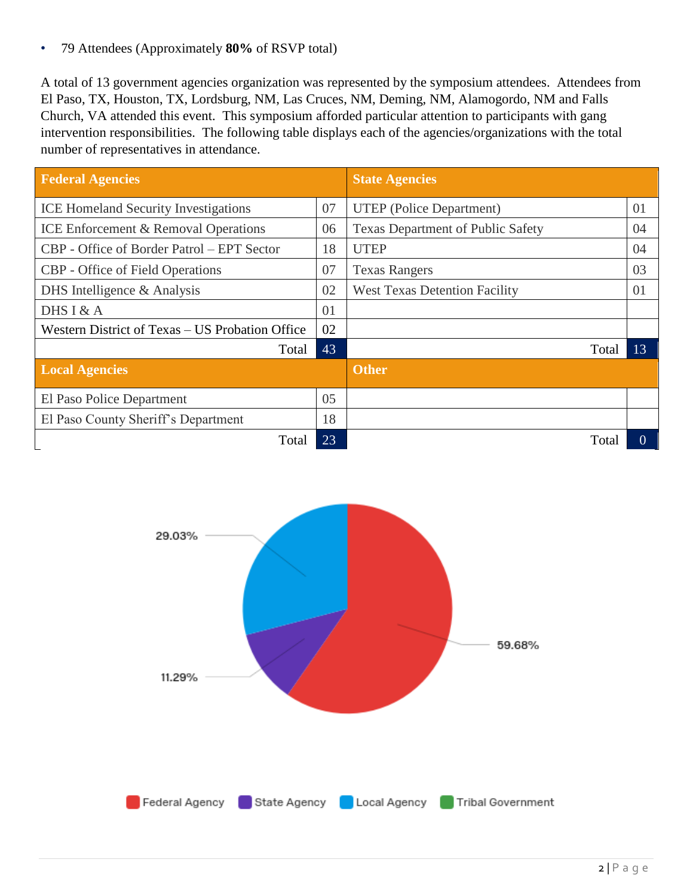- 79 Attendees (Approximately **80%** of RSVP total)

A total of 13 government agencies organization was represented by the symposium attendees. Attendees from El Paso, TX, Houston, TX, Lordsburg, NM, Las Cruces, NM, Deming, NM, Alamogordo, NM and Falls Church, VA attended this event. This symposium afforded particular attention to participants with gang intervention responsibilities. The following table displays each of the agencies/organizations with the total number of representatives in attendance.

| **Federal Agencies** | | **State Agencies** | |
|---|---|---|---|
| ICE Homeland Security Investigations | 07 | UTEP (Police Department) | 01 |
| ICE Enforcement & Removal Operations | 06 | Texas Department of Public Safety | 04 |
| CBP - Office of Border Patrol – EPT Sector | 18 | UTEP | 04 |
| CBP - Office of Field Operations | 07 | Texas Rangers | 03 |
| DHS Intelligence & Analysis | 02 | West Texas Detention Facility | 01 |
| DHS I & A | 01 | | |
| Western District of Texas – US Probation Office | 02 | | |
| Total | 43 | Total | 13 |
| **Local Agencies** | | **Other** | |
| El Paso Police Department | 05 | | |
| El Paso County Sheriff's Department | 18 | | |
| Total | 23 | Total | 0 |

29.03%

59.68%

11.29%

Federal Agency · State Agency · Local Agency · Tribal Government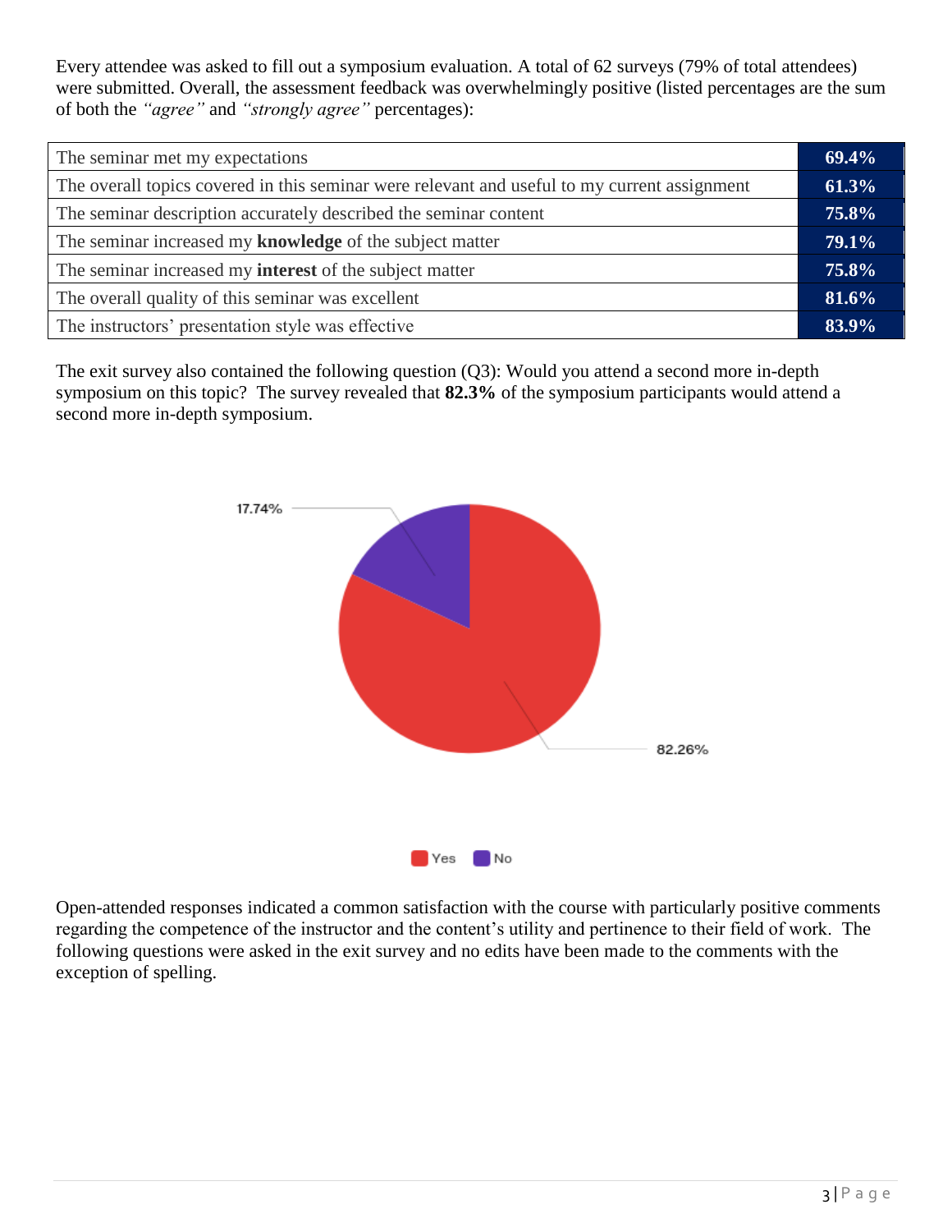Every attendee was asked to fill out a symposium evaluation. A total of 62 surveys (79% of total attendees) were submitted. Overall, the assessment feedback was overwhelmingly positive (listed percentages are the sum of both the *"agree"* and *"strongly agree"* percentages):

| | |
|---|---|
| The seminar met my expectations | **69.4%** |
| The overall topics covered in this seminar were relevant and useful to my current assignment | **61.3%** |
| The seminar description accurately described the seminar content | **75.8%** |
| The seminar increased my **knowledge** of the subject matter | **79.1%** |
| The seminar increased my **interest** of the subject matter | **75.8%** |
| The overall quality of this seminar was excellent | **81.6%** |
| The instructors' presentation style was effective | **83.9%** |

The exit survey also contained the following question (Q3): Would you attend a second more in-depth symposium on this topic? The survey revealed that **82.3%** of the symposium participants would attend a second more in-depth symposium.

17.74%

82.26%

Yes No

Open-attended responses indicated a common satisfaction with the course with particularly positive comments regarding the competence of the instructor and the content's utility and pertinence to their field of work. The following questions were asked in the exit survey and no edits have been made to the comments with the exception of spelling.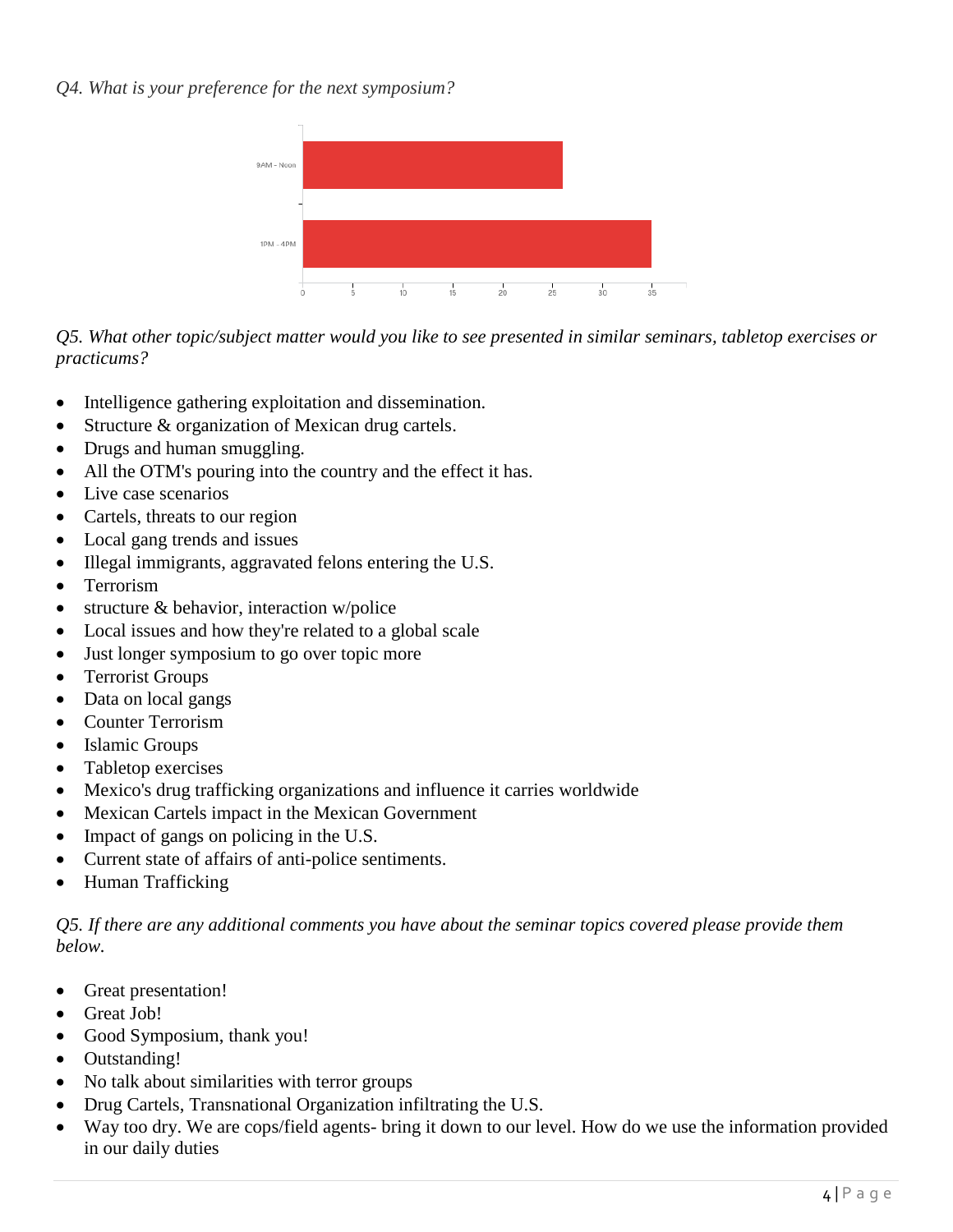*Q4. What is your preference for the next symposium?*

*Q5. What other topic/subject matter would you like to see presented in similar seminars, tabletop exercises or practicums?*

- Intelligence gathering exploitation and dissemination.
- Structure & organization of Mexican drug cartels.
- Drugs and human smuggling.
- All the OTM's pouring into the country and the effect it has.
- Live case scenarios
- Cartels, threats to our region
- Local gang trends and issues
- Illegal immigrants, aggravated felons entering the U.S.
- Terrorism
- structure & behavior, interaction w/police
- Local issues and how they're related to a global scale
- Just longer symposium to go over topic more
- Terrorist Groups
- Data on local gangs
- Counter Terrorism
- Islamic Groups
- Tabletop exercises
- Mexico's drug trafficking organizations and influence it carries worldwide
- Mexican Cartels impact in the Mexican Government
- Impact of gangs on policing in the U.S.
- Current state of affairs of anti-police sentiments.
- Human Trafficking

*Q5. If there are any additional comments you have about the seminar topics covered please provide them below.*

- Great presentation!
- Great Job!
- Good Symposium, thank you!
- Outstanding!
- No talk about similarities with terror groups
- Drug Cartels, Transnational Organization infiltrating the U.S.
- Way too dry. We are cops/field agents- bring it down to our level. How do we use the information provided in our daily duties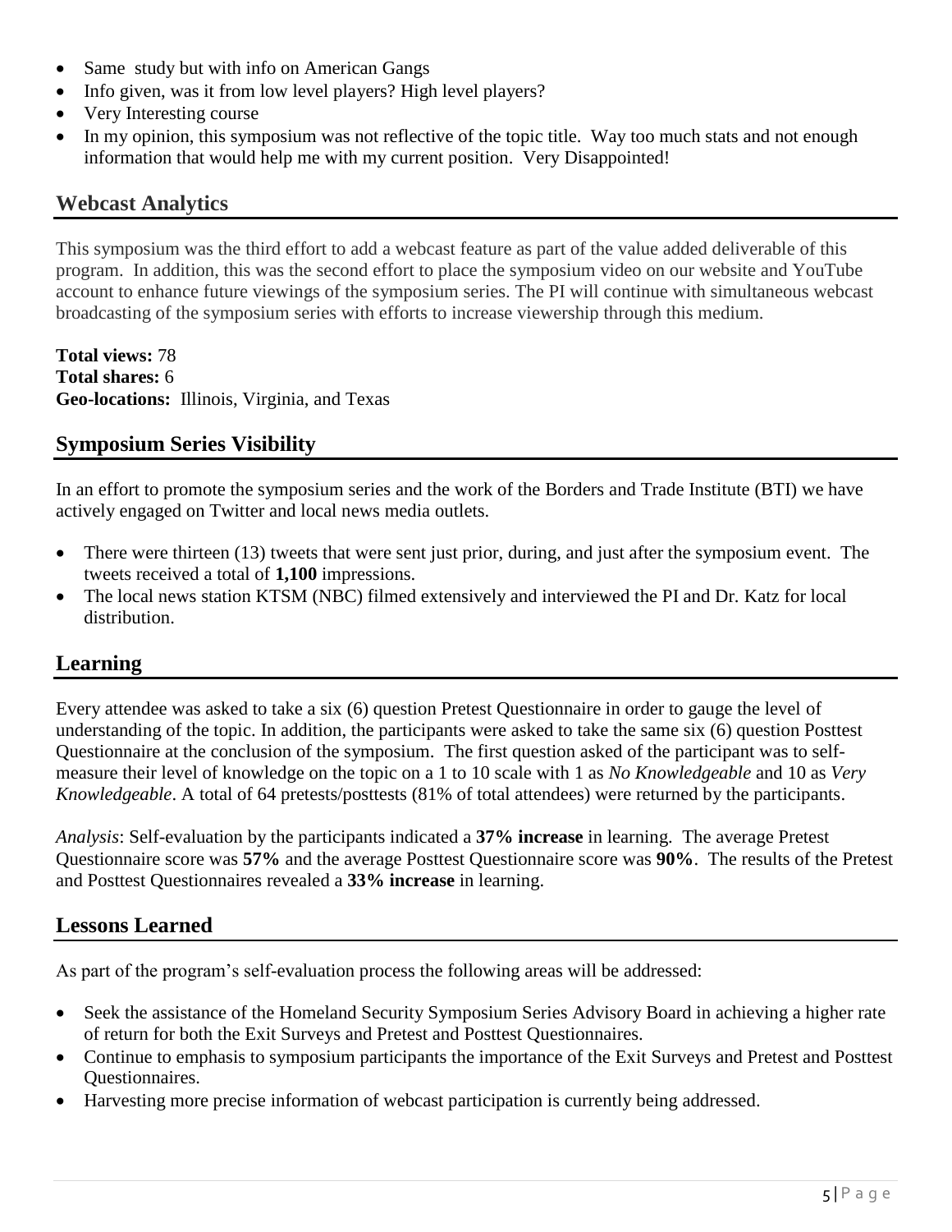- Same  study but with info on American Gangs
- Info given, was it from low level players? High level players?
- Very Interesting course
- In my opinion, this symposium was not reflective of the topic title.  Way too much stats and not enough information that would help me with my current position.  Very Disappointed!

## Webcast Analytics

This symposium was the third effort to add a webcast feature as part of the value added deliverable of this program.  In addition, this was the second effort to place the symposium video on our website and YouTube account to enhance future viewings of the symposium series. The PI will continue with simultaneous webcast broadcasting of the symposium series with efforts to increase viewership through this medium.

**Total views:** 78
**Total shares:** 6
**Geo-locations:**  Illinois, Virginia, and Texas

## Symposium Series Visibility

In an effort to promote the symposium series and the work of the Borders and Trade Institute (BTI) we have actively engaged on Twitter and local news media outlets.

- There were thirteen (13) tweets that were sent just prior, during, and just after the symposium event.  The tweets received a total of **1,100** impressions.
- The local news station KTSM (NBC) filmed extensively and interviewed the PI and Dr. Katz for local distribution.

## Learning

Every attendee was asked to take a six (6) question Pretest Questionnaire in order to gauge the level of understanding of the topic. In addition, the participants were asked to take the same six (6) question Posttest Questionnaire at the conclusion of the symposium.  The first question asked of the participant was to self-measure their level of knowledge on the topic on a 1 to 10 scale with 1 as *No Knowledgeable* and 10 as *Very Knowledgeable*. A total of 64 pretests/posttests (81% of total attendees) were returned by the participants.

*Analysis*: Self-evaluation by the participants indicated a **37% increase** in learning.  The average Pretest Questionnaire score was **57%** and the average Posttest Questionnaire score was **90%**.  The results of the Pretest and Posttest Questionnaires revealed a **33% increase** in learning.

## Lessons Learned

As part of the program's self-evaluation process the following areas will be addressed:

- Seek the assistance of the Homeland Security Symposium Series Advisory Board in achieving a higher rate of return for both the Exit Surveys and Pretest and Posttest Questionnaires.
- Continue to emphasis to symposium participants the importance of the Exit Surveys and Pretest and Posttest Questionnaires.
- Harvesting more precise information of webcast participation is currently being addressed.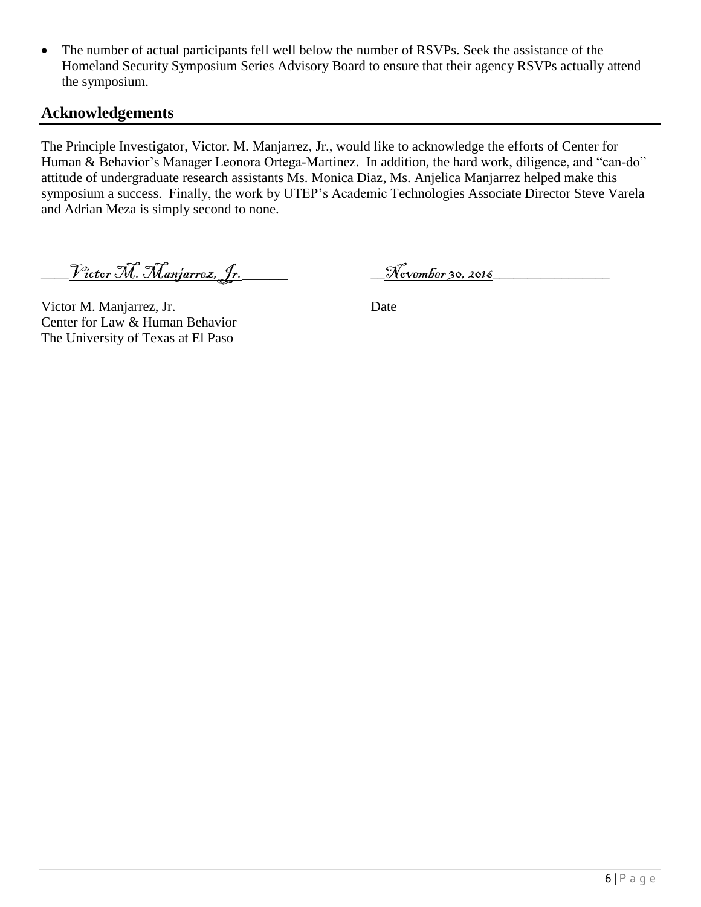- The number of actual participants fell well below the number of RSVPs. Seek the assistance of the Homeland Security Symposium Series Advisory Board to ensure that their agency RSVPs actually attend the symposium.

## Acknowledgements

The Principle Investigator, Victor. M. Manjarrez, Jr., would like to acknowledge the efforts of Center for Human & Behavior's Manager Leonora Ortega-Martinez. In addition, the hard work, diligence, and "can-do" attitude of undergraduate research assistants Ms. Monica Diaz, Ms. Anjelica Manjarrez helped make this symposium a success. Finally, the work by UTEP's Academic Technologies Associate Director Steve Varela and Adrian Meza is simply second to none.

*Victor M. Manjarrez, Jr.*  
Victor M. Manjarrez, Jr.  
Center for Law & Human Behavior  
The University of Texas at El Paso

*November 30, 2016*  
Date